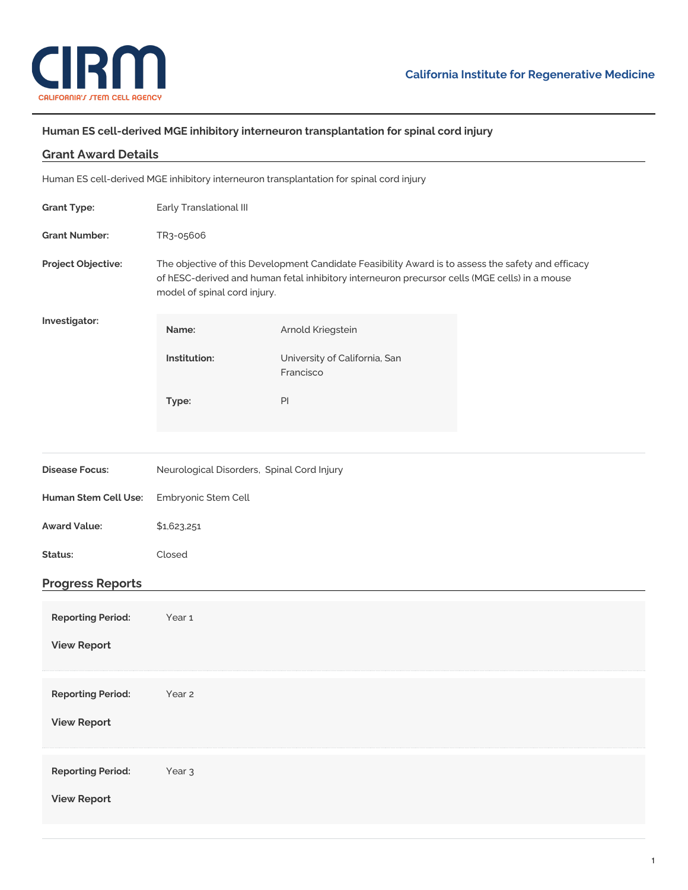# Human ES cell-derived MGE inhibitory interneuron transplantation for spinal cord injury

## Grant Award Details

Human ES cell-derived MGE inhibitory interneuron transplantation for spinal cord injury

**Grant Type:** Early Translational III

**Grant Number:** TR3-05606

**Project Objective:** The objective of this Development Candidate Feasibility Award is to assess the safety and efficacy of hESC-derived and human fetal inhibitory interneuron precursor cells (MGE cells) in a mouse model of spinal cord injury.

**Investigator:**

| | |
|---|---|
| **Name:** | Arnold Kriegstein |
| **Institution:** | University of California, San Francisco |
| **Type:** | PI |

**Disease Focus:** Neurological Disorders, Spinal Cord Injury

**Human Stem Cell Use:** Embryonic Stem Cell

**Award Value:** $1,623,251

**Status:** Closed

## Progress Reports

**Reporting Period:** Year 1

**View Report**

**Reporting Period:** Year 2

**View Report**

**Reporting Period:** Year 3

**View Report**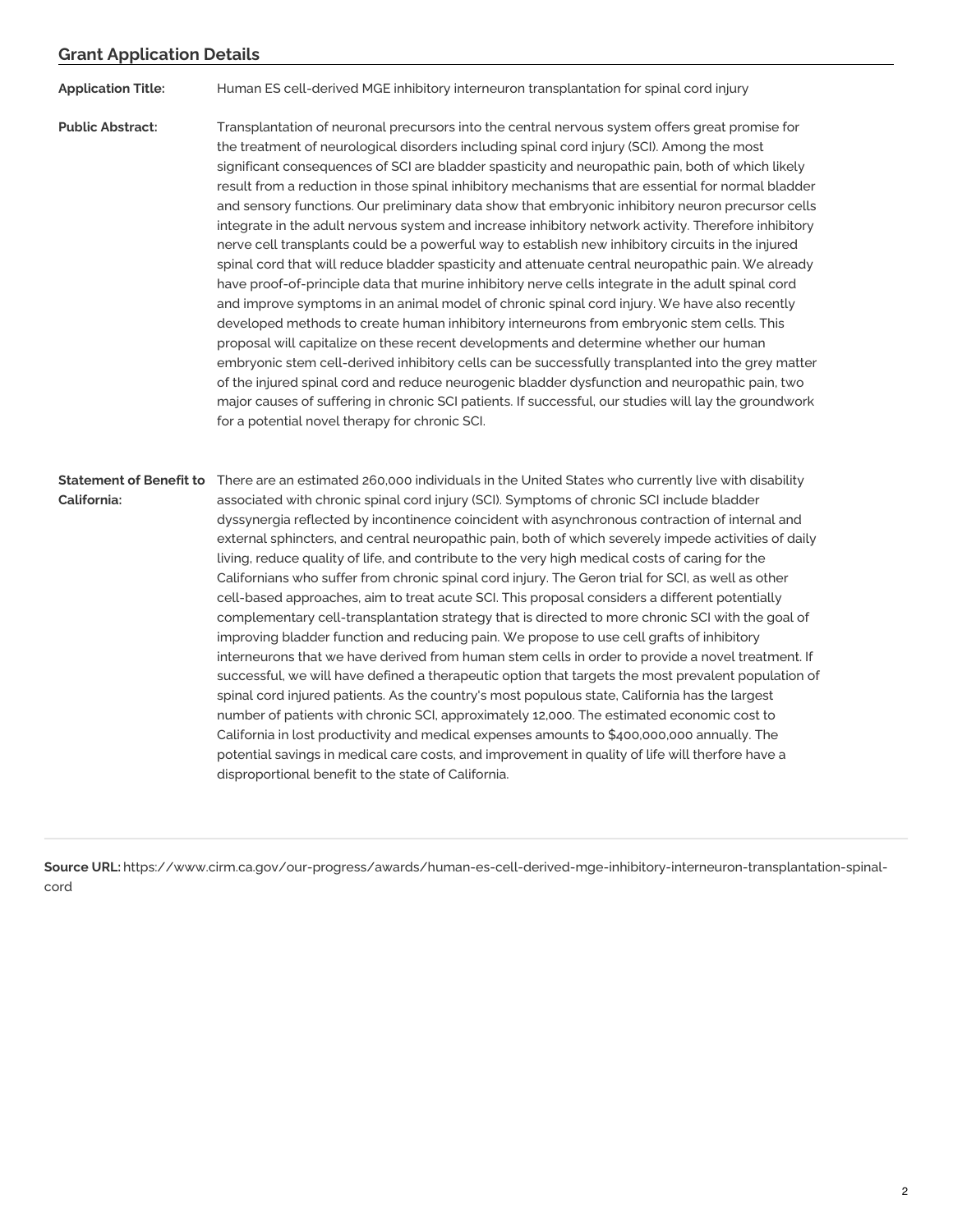## Grant Application Details

**Application Title:** Human ES cell-derived MGE inhibitory interneuron transplantation for spinal cord injury

**Public Abstract:** Transplantation of neuronal precursors into the central nervous system offers great promise for the treatment of neurological disorders including spinal cord injury (SCI). Among the most significant consequences of SCI are bladder spasticity and neuropathic pain, both of which likely result from a reduction in those spinal inhibitory mechanisms that are essential for normal bladder and sensory functions. Our preliminary data show that embryonic inhibitory neuron precursor cells integrate in the adult nervous system and increase inhibitory network activity. Therefore inhibitory nerve cell transplants could be a powerful way to establish new inhibitory circuits in the injured spinal cord that will reduce bladder spasticity and attenuate central neuropathic pain. We already have proof-of-principle data that murine inhibitory nerve cells integrate in the adult spinal cord and improve symptoms in an animal model of chronic spinal cord injury. We have also recently developed methods to create human inhibitory interneurons from embryonic stem cells. This proposal will capitalize on these recent developments and determine whether our human embryonic stem cell-derived inhibitory cells can be successfully transplanted into the grey matter of the injured spinal cord and reduce neurogenic bladder dysfunction and neuropathic pain, two major causes of suffering in chronic SCI patients. If successful, our studies will lay the groundwork for a potential novel therapy for chronic SCI.

**Statement of Benefit to California:** There are an estimated 260,000 individuals in the United States who currently live with disability associated with chronic spinal cord injury (SCI). Symptoms of chronic SCI include bladder dyssynergia reflected by incontinence coincident with asynchronous contraction of internal and external sphincters, and central neuropathic pain, both of which severely impede activities of daily living, reduce quality of life, and contribute to the very high medical costs of caring for the Californians who suffer from chronic spinal cord injury. The Geron trial for SCI, as well as other cell-based approaches, aim to treat acute SCI. This proposal considers a different potentially complementary cell-transplantation strategy that is directed to more chronic SCI with the goal of improving bladder function and reducing pain. We propose to use cell grafts of inhibitory interneurons that we have derived from human stem cells in order to provide a novel treatment. If successful, we will have defined a therapeutic option that targets the most prevalent population of spinal cord injured patients. As the country's most populous state, California has the largest number of patients with chronic SCI, approximately 12,000. The estimated economic cost to California in lost productivity and medical expenses amounts to $400,000,000 annually. The potential savings in medical care costs, and improvement in quality of life will therfore have a disproportional benefit to the state of California.

**Source URL:** https://www.cirm.ca.gov/our-progress/awards/human-es-cell-derived-mge-inhibitory-interneuron-transplantation-spinal-cord